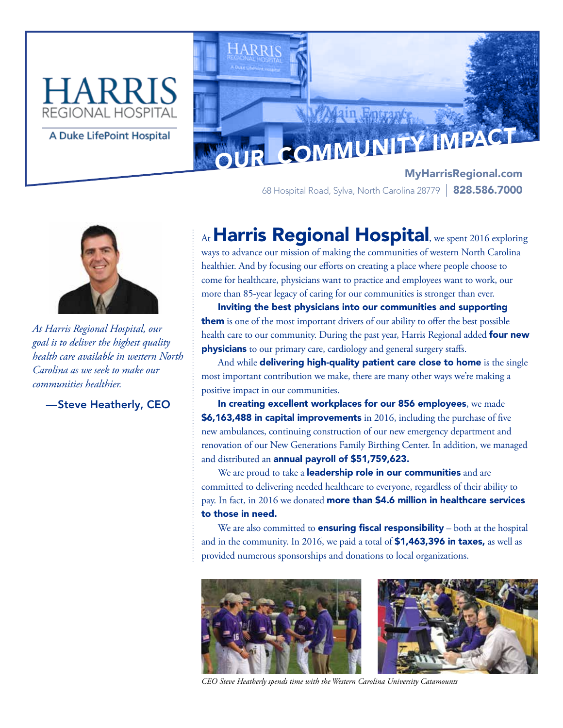# HARRIS REGIONAL HOSPITAL

A Duke LifePoint Hospital

## OUR COMMUNITY IMPACT

**MyHarrisRegional.com**

68 Hospital Road, Sylva, North Carolina 28779 | **828.586.7000**

*At Harris Regional Hospital, our goal is to deliver the highest quality health care available in western North Carolina as we seek to make our communities healthier.*

—Steve Heatherly, CEO

At **Harris Regional Hospital**, we spent 2016 exploring ways to advance our mission of making the communities of western North Carolina healthier. And by focusing our efforts on creating a place where people choose to come for healthcare, physicians want to practice and employees want to work, our more than 85-year legacy of caring for our communities is stronger than ever.

**Inviting the best physicians into our communities and supporting them** is one of the most important drivers of our ability to offer the best possible health care to our community. During the past year, Harris Regional added **four new physicians** to our primary care, cardiology and general surgery staffs.

And while **delivering high-quality patient care close to home** is the single most important contribution we make, there are many other ways we're making a positive impact in our communities.

**In creating excellent workplaces for our 856 employees**, we made **$6,163,488 in capital improvements** in 2016, including the purchase of five new ambulances, continuing construction of our new emergency department and renovation of our New Generations Family Birthing Center. In addition, we managed and distributed an **annual payroll of $51,759,623.**

We are proud to take a **leadership role in our communities** and are committed to delivering needed healthcare to everyone, regardless of their ability to pay. In fact, in 2016 we donated **more than $4.6 million in healthcare services to those in need.**

We are also committed to **ensuring fiscal responsibility** – both at the hospital and in the community. In 2016, we paid a total of **$1,463,396 in taxes,** as well as provided numerous sponsorships and donations to local organizations.

*CEO Steve Heatherly spends time with the Western Carolina University Catamounts*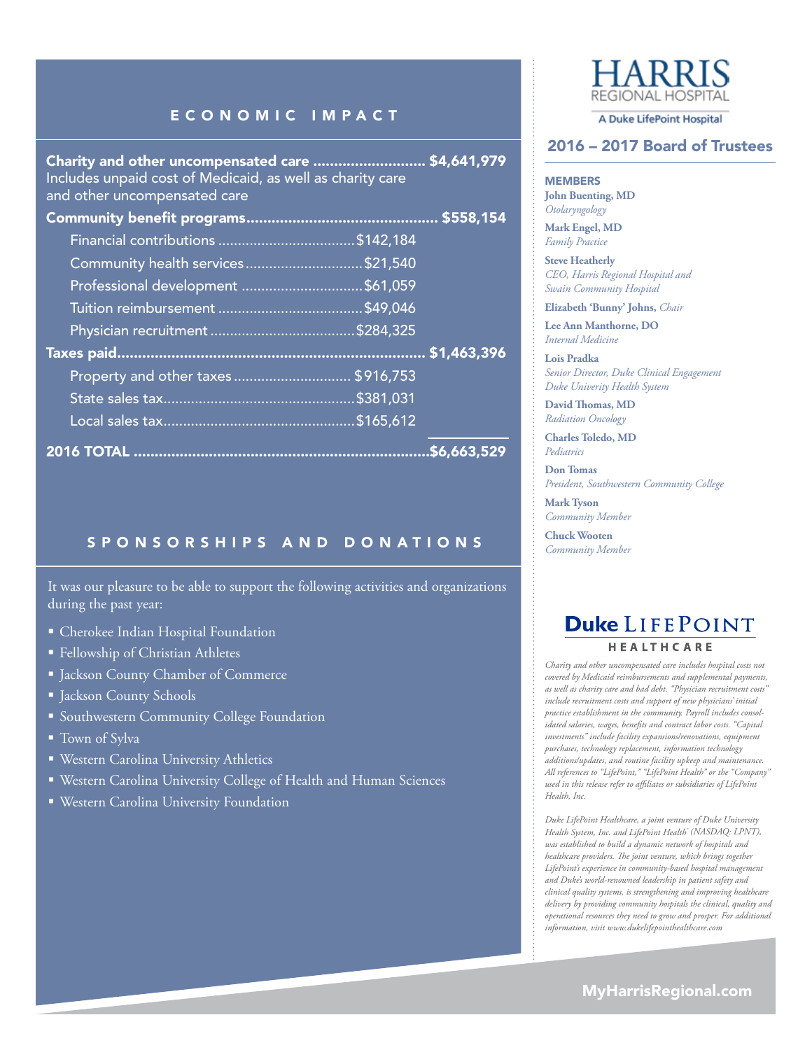## ECONOMIC IMPACT

| | | |
|---|---|---|
| **Charity and other uncompensated care** | | **$4,641,979** |
| Includes unpaid cost of Medicaid, as well as charity care and other uncompensated care | | |
| **Community benefit programs** | | **$558,154** |
| Financial contributions | $142,184 | |
| Community health services | $21,540 | |
| Professional development | $61,059 | |
| Tuition reimbursement | $49,046 | |
| Physician recruitment | $284,325 | |
| **Taxes paid** | | **$1,463,396** |
| Property and other taxes | $916,753 | |
| State sales tax | $381,031 | |
| Local sales tax | $165,612 | |
| **2016 TOTAL** | | **$6,663,529** |

## SPONSORSHIPS AND DONATIONS

It was our pleasure to be able to support the following activities and organizations during the past year:

- Cherokee Indian Hospital Foundation
- Fellowship of Christian Athletes
- Jackson County Chamber of Commerce
- Jackson County Schools
- Southwestern Community College Foundation
- Town of Sylva
- Western Carolina University Athletics
- Western Carolina University College of Health and Human Sciences
- Western Carolina University Foundation

HARRIS REGIONAL HOSPITAL

A Duke LifePoint Hospital

## 2016 – 2017 Board of Trustees

**MEMBERS**

**John Buenting, MD**
*Otolaryngology*

**Mark Engel, MD**
*Family Practice*

**Steve Heatherly**
*CEO, Harris Regional Hospital and Swain Community Hospital*

**Elizabeth 'Bunny' Johns,** *Chair*

**Lee Ann Manthorne, DO**
*Internal Medicine*

**Lois Pradka**
*Senior Director, Duke Clinical Engagement Duke Univerity Health System*

**David Thomas, MD**
*Radiation Oncology*

**Charles Toledo, MD**
*Pediatrics*

**Don Tomas**
*President, Southwestern Community College*

**Mark Tyson**
*Community Member*

**Chuck Wooten**
*Community Member*

**Duke** LIFEPOINT
HEALTHCARE

*Charity and other uncompensated care includes hospital costs not covered by Medicaid reimbursements and supplemental payments, as well as charity care and bad debt. "Physician recruitment costs" include recruitment costs and support of new physicians' initial practice establishment in the community. Payroll includes consolidated salaries, wages, benefits and contract labor costs. "Capital investments" include facility expansions/renovations, equipment purchases, technology replacement, information technology additions/updates, and routine facility upkeep and maintenance. All references to "LifePoint," "LifePoint Health" or the "Company" used in this release refer to affiliates or subsidiaries of LifePoint Health, Inc.*

*Duke LifePoint Healthcare, a joint venture of Duke University Health System, Inc. and LifePoint Health® (NASDAQ: LPNT), was established to build a dynamic network of hospitals and healthcare providers. The joint venture, which brings together LifePoint's experience in community-based hospital management and Duke's world-renowned leadership in patient safety and clinical quality systems, is strengthening and improving healthcare delivery by providing community hospitals the clinical, quality and operational resources they need to grow and prosper. For additional information, visit www.dukelifepointhealthcare.com*

MyHarrisRegional.com